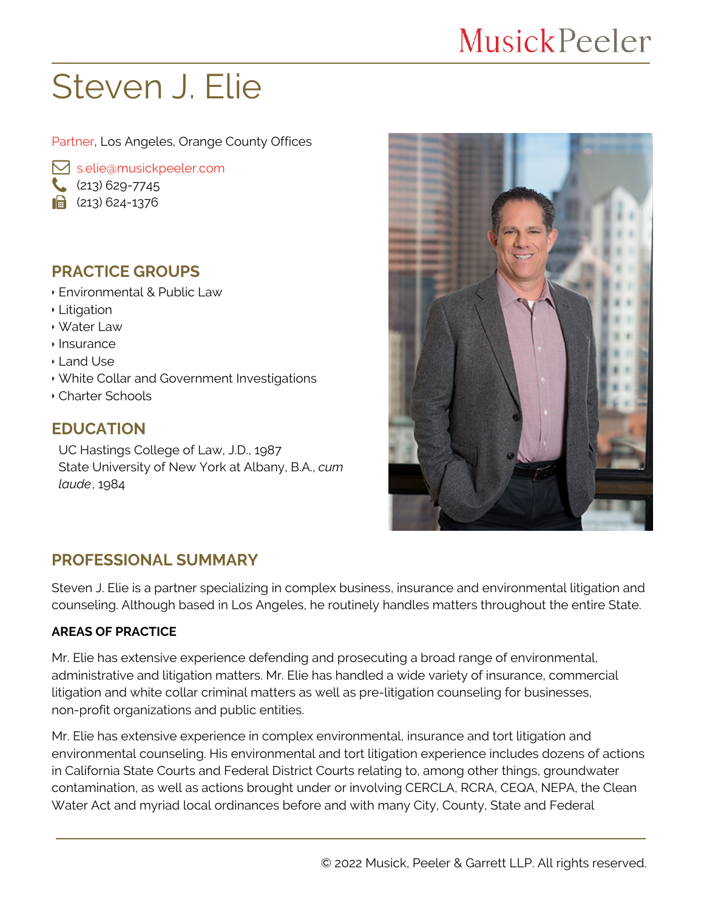MusickPeeler

# Steven J. Elie

Partner, Los Angeles, Orange County Offices

s.elie@musickpeeler.com
(213) 629-7745
(213) 624-1376

## PRACTICE GROUPS

- Environmental & Public Law
- Litigation
- Water Law
- Insurance
- Land Use
- White Collar and Government Investigations
- Charter Schools

## EDUCATION

UC Hastings College of Law, J.D., 1987
State University of New York at Albany, B.A., *cum laude*, 1984

## PROFESSIONAL SUMMARY

Steven J. Elie is a partner specializing in complex business, insurance and environmental litigation and counseling. Although based in Los Angeles, he routinely handles matters throughout the entire State.

**AREAS OF PRACTICE**

Mr. Elie has extensive experience defending and prosecuting a broad range of environmental, administrative and litigation matters. Mr. Elie has handled a wide variety of insurance, commercial litigation and white collar criminal matters as well as pre-litigation counseling for businesses, non-profit organizations and public entities.

Mr. Elie has extensive experience in complex environmental, insurance and tort litigation and environmental counseling. His environmental and tort litigation experience includes dozens of actions in California State Courts and Federal District Courts relating to, among other things, groundwater contamination, as well as actions brought under or involving CERCLA, RCRA, CEQA, NEPA, the Clean Water Act and myriad local ordinances before and with many City, County, State and Federal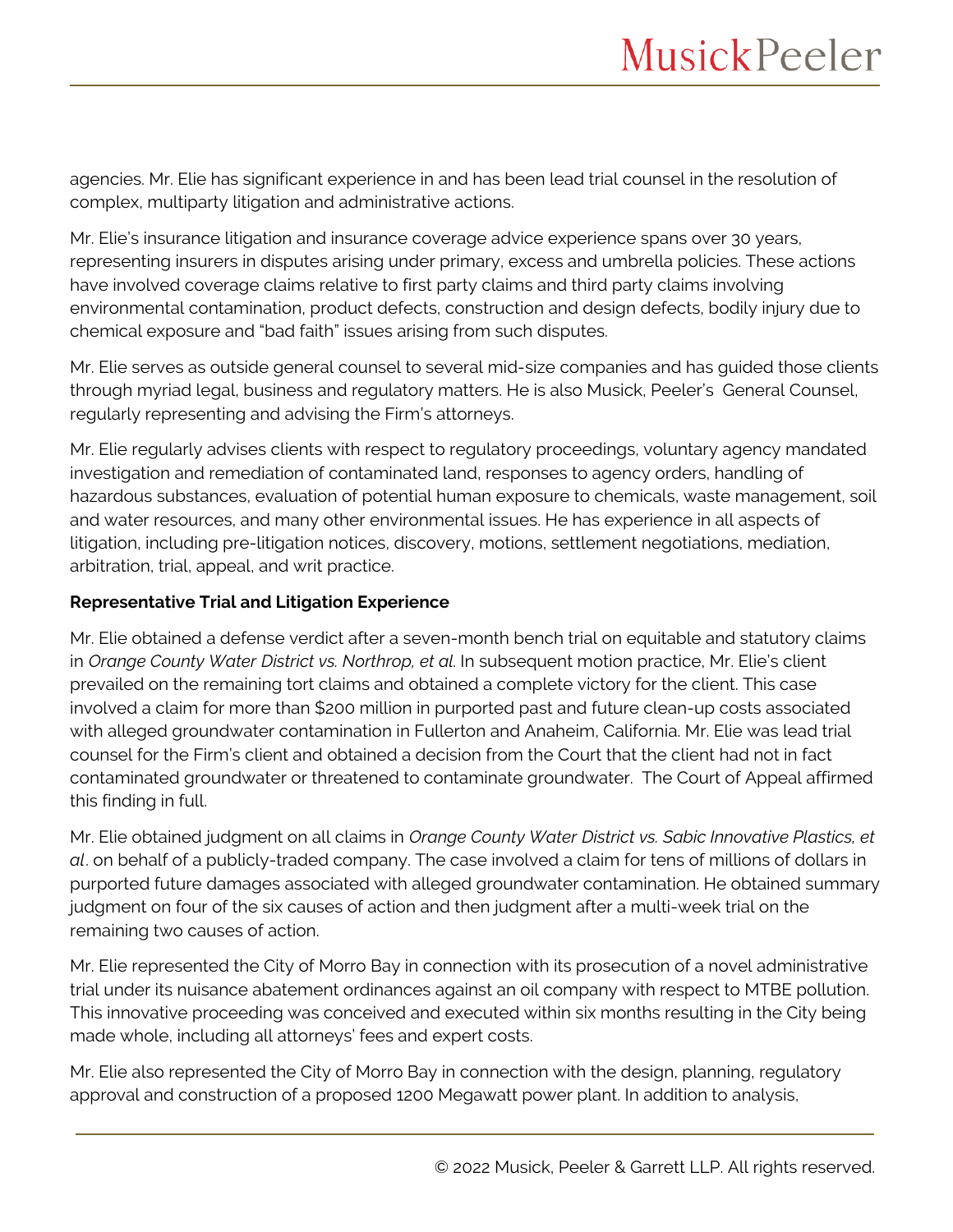agencies. Mr. Elie has significant experience in and has been lead trial counsel in the resolution of complex, multiparty litigation and administrative actions.

Mr. Elie's insurance litigation and insurance coverage advice experience spans over 30 years, representing insurers in disputes arising under primary, excess and umbrella policies. These actions have involved coverage claims relative to first party claims and third party claims involving environmental contamination, product defects, construction and design defects, bodily injury due to chemical exposure and "bad faith" issues arising from such disputes.

Mr. Elie serves as outside general counsel to several mid-size companies and has guided those clients through myriad legal, business and regulatory matters. He is also Musick, Peeler's General Counsel, regularly representing and advising the Firm's attorneys.

Mr. Elie regularly advises clients with respect to regulatory proceedings, voluntary agency mandated investigation and remediation of contaminated land, responses to agency orders, handling of hazardous substances, evaluation of potential human exposure to chemicals, waste management, soil and water resources, and many other environmental issues. He has experience in all aspects of litigation, including pre-litigation notices, discovery, motions, settlement negotiations, mediation, arbitration, trial, appeal, and writ practice.

**Representative Trial and Litigation Experience**

Mr. Elie obtained a defense verdict after a seven-month bench trial on equitable and statutory claims in *Orange County Water District vs. Northrop, et al.* In subsequent motion practice, Mr. Elie's client prevailed on the remaining tort claims and obtained a complete victory for the client. This case involved a claim for more than $200 million in purported past and future clean-up costs associated with alleged groundwater contamination in Fullerton and Anaheim, California. Mr. Elie was lead trial counsel for the Firm's client and obtained a decision from the Court that the client had not in fact contaminated groundwater or threatened to contaminate groundwater. The Court of Appeal affirmed this finding in full.

Mr. Elie obtained judgment on all claims in *Orange County Water District vs. Sabic Innovative Plastics, et al*. on behalf of a publicly-traded company. The case involved a claim for tens of millions of dollars in purported future damages associated with alleged groundwater contamination. He obtained summary judgment on four of the six causes of action and then judgment after a multi-week trial on the remaining two causes of action.

Mr. Elie represented the City of Morro Bay in connection with its prosecution of a novel administrative trial under its nuisance abatement ordinances against an oil company with respect to MTBE pollution. This innovative proceeding was conceived and executed within six months resulting in the City being made whole, including all attorneys' fees and expert costs.

Mr. Elie also represented the City of Morro Bay in connection with the design, planning, regulatory approval and construction of a proposed 1200 Megawatt power plant. In addition to analysis,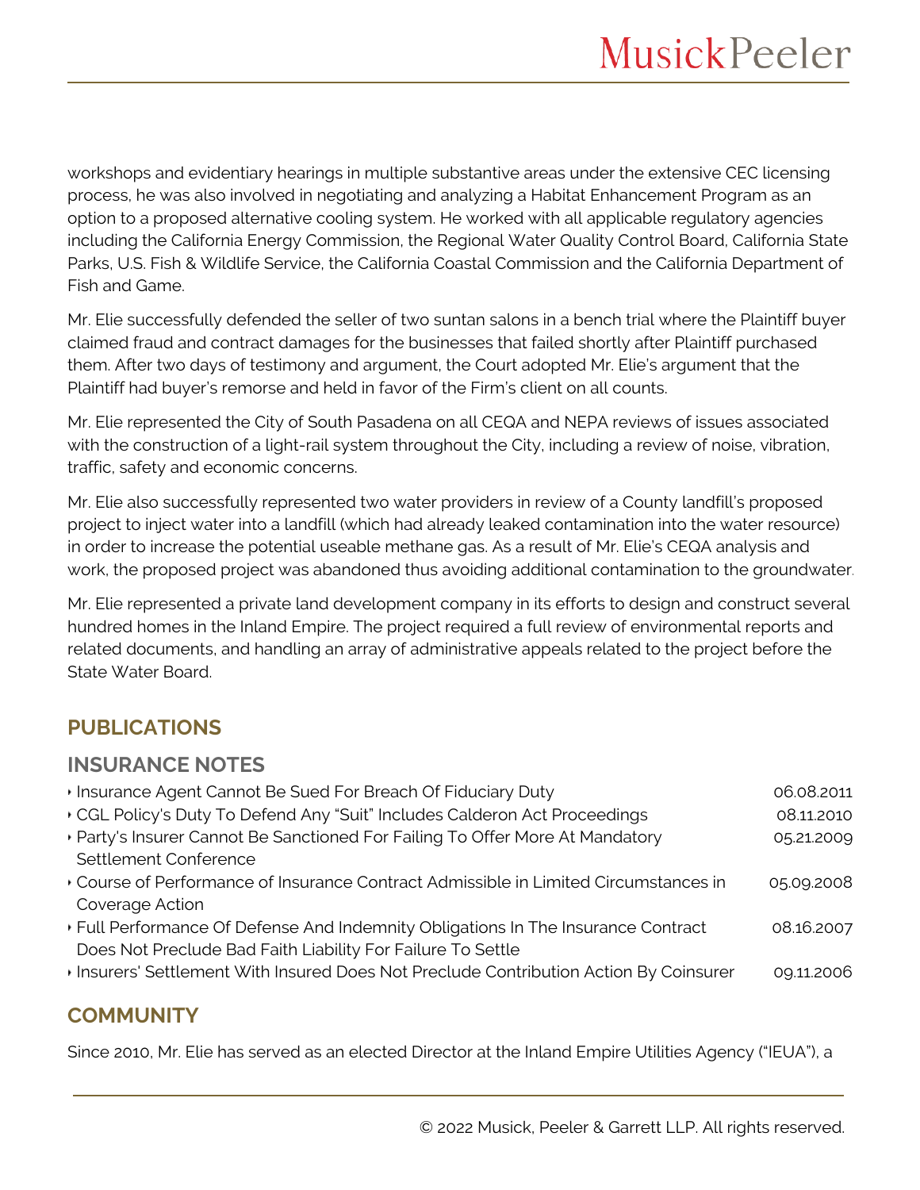workshops and evidentiary hearings in multiple substantive areas under the extensive CEC licensing process, he was also involved in negotiating and analyzing a Habitat Enhancement Program as an option to a proposed alternative cooling system. He worked with all applicable regulatory agencies including the California Energy Commission, the Regional Water Quality Control Board, California State Parks, U.S. Fish & Wildlife Service, the California Coastal Commission and the California Department of Fish and Game.

Mr. Elie successfully defended the seller of two suntan salons in a bench trial where the Plaintiff buyer claimed fraud and contract damages for the businesses that failed shortly after Plaintiff purchased them. After two days of testimony and argument, the Court adopted Mr. Elie's argument that the Plaintiff had buyer's remorse and held in favor of the Firm's client on all counts.

Mr. Elie represented the City of South Pasadena on all CEQA and NEPA reviews of issues associated with the construction of a light-rail system throughout the City, including a review of noise, vibration, traffic, safety and economic concerns.

Mr. Elie also successfully represented two water providers in review of a County landfill's proposed project to inject water into a landfill (which had already leaked contamination into the water resource) in order to increase the potential useable methane gas. As a result of Mr. Elie's CEQA analysis and work, the proposed project was abandoned thus avoiding additional contamination to the groundwater.

Mr. Elie represented a private land development company in its efforts to design and construct several hundred homes in the Inland Empire. The project required a full review of environmental reports and related documents, and handling an array of administrative appeals related to the project before the State Water Board.

## PUBLICATIONS

### INSURANCE NOTES

- Insurance Agent Cannot Be Sued For Breach Of Fiduciary Duty — 06.08.2011
- CGL Policy's Duty To Defend Any "Suit" Includes Calderon Act Proceedings — 08.11.2010
- Party's Insurer Cannot Be Sanctioned For Failing To Offer More At Mandatory Settlement Conference — 05.21.2009
- Course of Performance of Insurance Contract Admissible in Limited Circumstances in Coverage Action — 05.09.2008
- Full Performance Of Defense And Indemnity Obligations In The Insurance Contract Does Not Preclude Bad Faith Liability For Failure To Settle — 08.16.2007
- Insurers' Settlement With Insured Does Not Preclude Contribution Action By Coinsurer — 09.11.2006

## COMMUNITY

Since 2010, Mr. Elie has served as an elected Director at the Inland Empire Utilities Agency ("IEUA"), a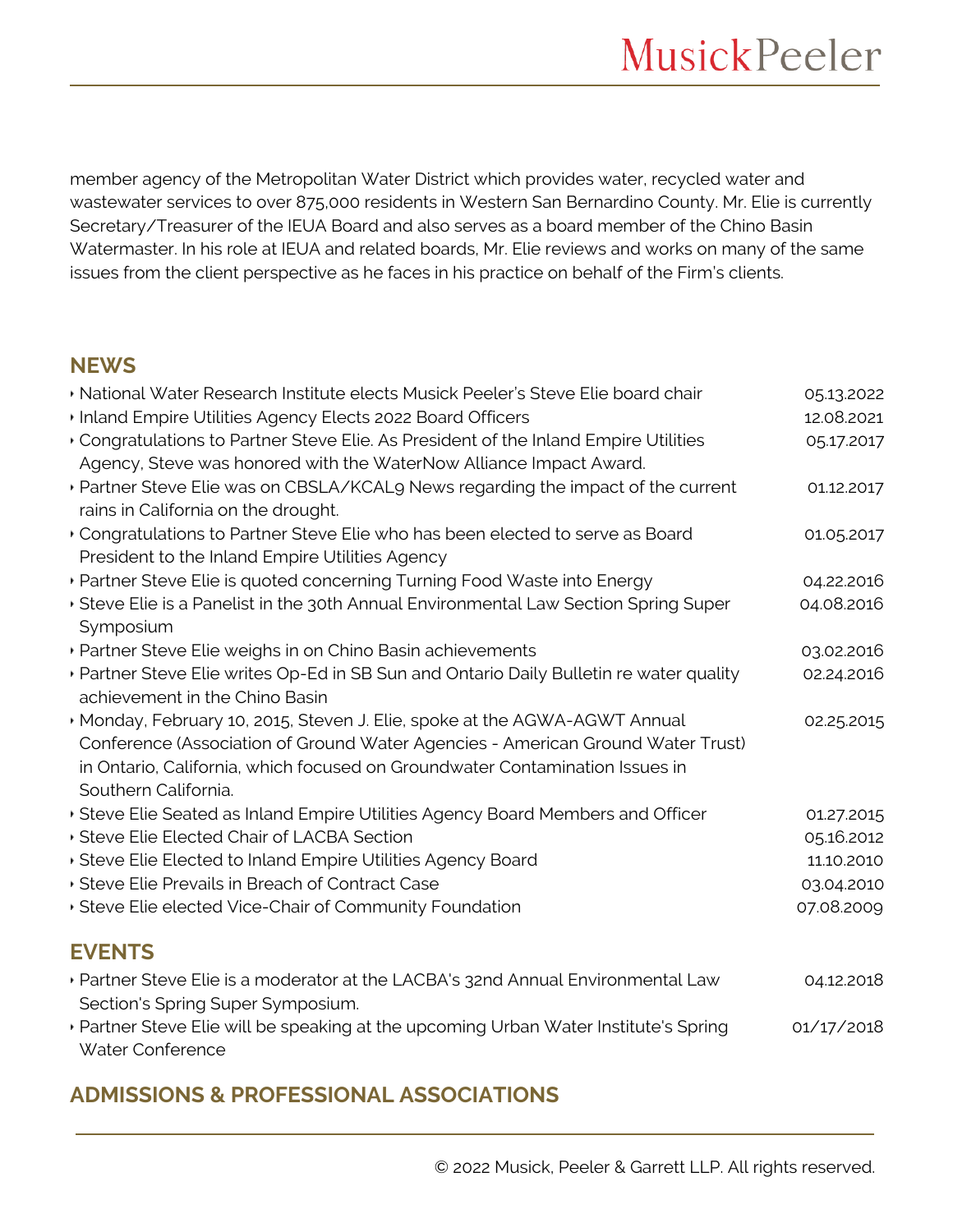member agency of the Metropolitan Water District which provides water, recycled water and wastewater services to over 875,000 residents in Western San Bernardino County. Mr. Elie is currently Secretary/Treasurer of the IEUA Board and also serves as a board member of the Chino Basin Watermaster. In his role at IEUA and related boards, Mr. Elie reviews and works on many of the same issues from the client perspective as he faces in his practice on behalf of the Firm's clients.

## NEWS

- National Water Research Institute elects Musick Peeler's Steve Elie board chair — 05.13.2022
- Inland Empire Utilities Agency Elects 2022 Board Officers — 12.08.2021
- Congratulations to Partner Steve Elie. As President of the Inland Empire Utilities Agency, Steve was honored with the WaterNow Alliance Impact Award. — 05.17.2017
- Partner Steve Elie was on CBSLA/KCAL9 News regarding the impact of the current rains in California on the drought. — 01.12.2017
- Congratulations to Partner Steve Elie who has been elected to serve as Board President to the Inland Empire Utilities Agency — 01.05.2017
- Partner Steve Elie is quoted concerning Turning Food Waste into Energy — 04.22.2016
- Steve Elie is a Panelist in the 30th Annual Environmental Law Section Spring Super Symposium — 04.08.2016
- Partner Steve Elie weighs in on Chino Basin achievements — 03.02.2016
- Partner Steve Elie writes Op-Ed in SB Sun and Ontario Daily Bulletin re water quality achievement in the Chino Basin — 02.24.2016
- Monday, February 10, 2015, Steven J. Elie, spoke at the AGWA-AGWT Annual Conference (Association of Ground Water Agencies - American Ground Water Trust) in Ontario, California, which focused on Groundwater Contamination Issues in Southern California. — 02.25.2015
- Steve Elie Seated as Inland Empire Utilities Agency Board Members and Officer — 01.27.2015
- Steve Elie Elected Chair of LACBA Section — 05.16.2012
- Steve Elie Elected to Inland Empire Utilities Agency Board — 11.10.2010
- Steve Elie Prevails in Breach of Contract Case — 03.04.2010
- Steve Elie elected Vice-Chair of Community Foundation — 07.08.2009

## EVENTS

- Partner Steve Elie is a moderator at the LACBA's 32nd Annual Environmental Law Section's Spring Super Symposium. — 04.12.2018
- Partner Steve Elie will be speaking at the upcoming Urban Water Institute's Spring Water Conference — 01/17/2018

## ADMISSIONS & PROFESSIONAL ASSOCIATIONS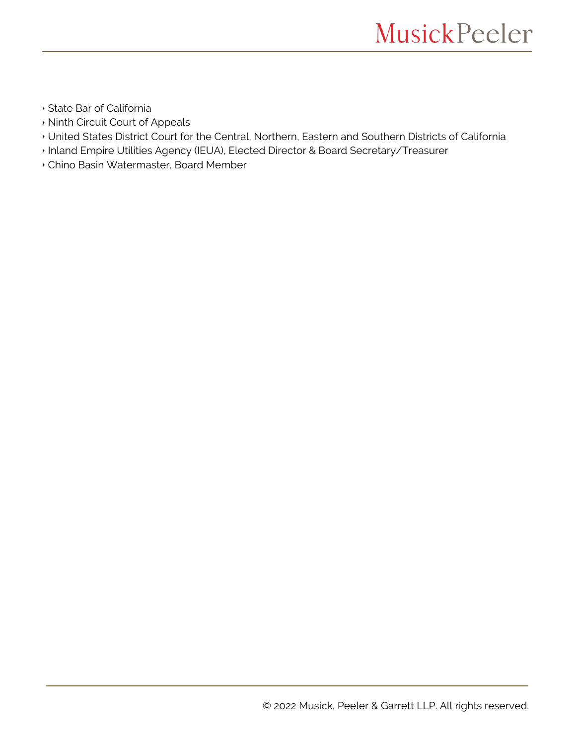- State Bar of California
- Ninth Circuit Court of Appeals
- United States District Court for the Central, Northern, Eastern and Southern Districts of California
- Inland Empire Utilities Agency (IEUA), Elected Director & Board Secretary/Treasurer
- Chino Basin Watermaster, Board Member